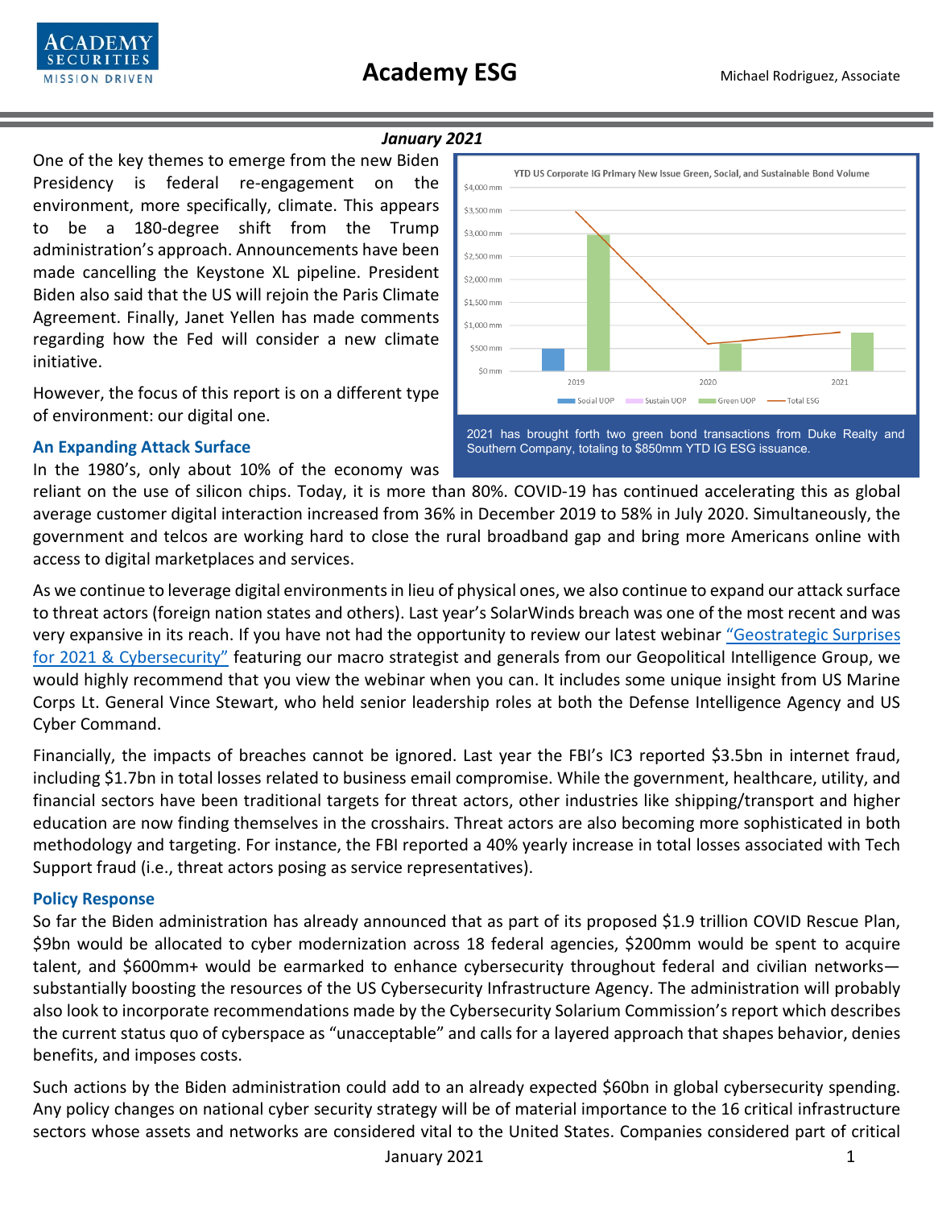# Academy ESG

Michael Rodriguez, Associate

***January 2021***

One of the key themes to emerge from the new Biden Presidency is federal re-engagement on the environment, more specifically, climate. This appears to be a 180-degree shift from the Trump administration's approach. Announcements have been made cancelling the Keystone XL pipeline. President Biden also said that the US will rejoin the Paris Climate Agreement. Finally, Janet Yellen has made comments regarding how the Fed will consider a new climate initiative.

However, the focus of this report is on a different type of environment: our digital one.

2021 has brought forth two green bond transactions from Duke Realty and Southern Company, totaling to $850mm YTD IG ESG issuance.

## An Expanding Attack Surface

In the 1980's, only about 10% of the economy was reliant on the use of silicon chips. Today, it is more than 80%. COVID-19 has continued accelerating this as global average customer digital interaction increased from 36% in December 2019 to 58% in July 2020. Simultaneously, the government and telcos are working hard to close the rural broadband gap and bring more Americans online with access to digital marketplaces and services.

As we continue to leverage digital environments in lieu of physical ones, we also continue to expand our attack surface to threat actors (foreign nation states and others). Last year's SolarWinds breach was one of the most recent and was very expansive in its reach. If you have not had the opportunity to review our latest webinar "Geostrategic Surprises for 2021 & Cybersecurity" featuring our macro strategist and generals from our Geopolitical Intelligence Group, we would highly recommend that you view the webinar when you can. It includes some unique insight from US Marine Corps Lt. General Vince Stewart, who held senior leadership roles at both the Defense Intelligence Agency and US Cyber Command.

Financially, the impacts of breaches cannot be ignored. Last year the FBI's IC3 reported $3.5bn in internet fraud, including $1.7bn in total losses related to business email compromise. While the government, healthcare, utility, and financial sectors have been traditional targets for threat actors, other industries like shipping/transport and higher education are now finding themselves in the crosshairs. Threat actors are also becoming more sophisticated in both methodology and targeting. For instance, the FBI reported a 40% yearly increase in total losses associated with Tech Support fraud (i.e., threat actors posing as service representatives).

## Policy Response

So far the Biden administration has already announced that as part of its proposed $1.9 trillion COVID Rescue Plan, $9bn would be allocated to cyber modernization across 18 federal agencies, $200mm would be spent to acquire talent, and $600mm+ would be earmarked to enhance cybersecurity throughout federal and civilian networks—substantially boosting the resources of the US Cybersecurity Infrastructure Agency. The administration will probably also look to incorporate recommendations made by the Cybersecurity Solarium Commission's report which describes the current status quo of cyberspace as "unacceptable" and calls for a layered approach that shapes behavior, denies benefits, and imposes costs.

Such actions by the Biden administration could add to an already expected $60bn in global cybersecurity spending. Any policy changes on national cyber security strategy will be of material importance to the 16 critical infrastructure sectors whose assets and networks are considered vital to the United States. Companies considered part of critical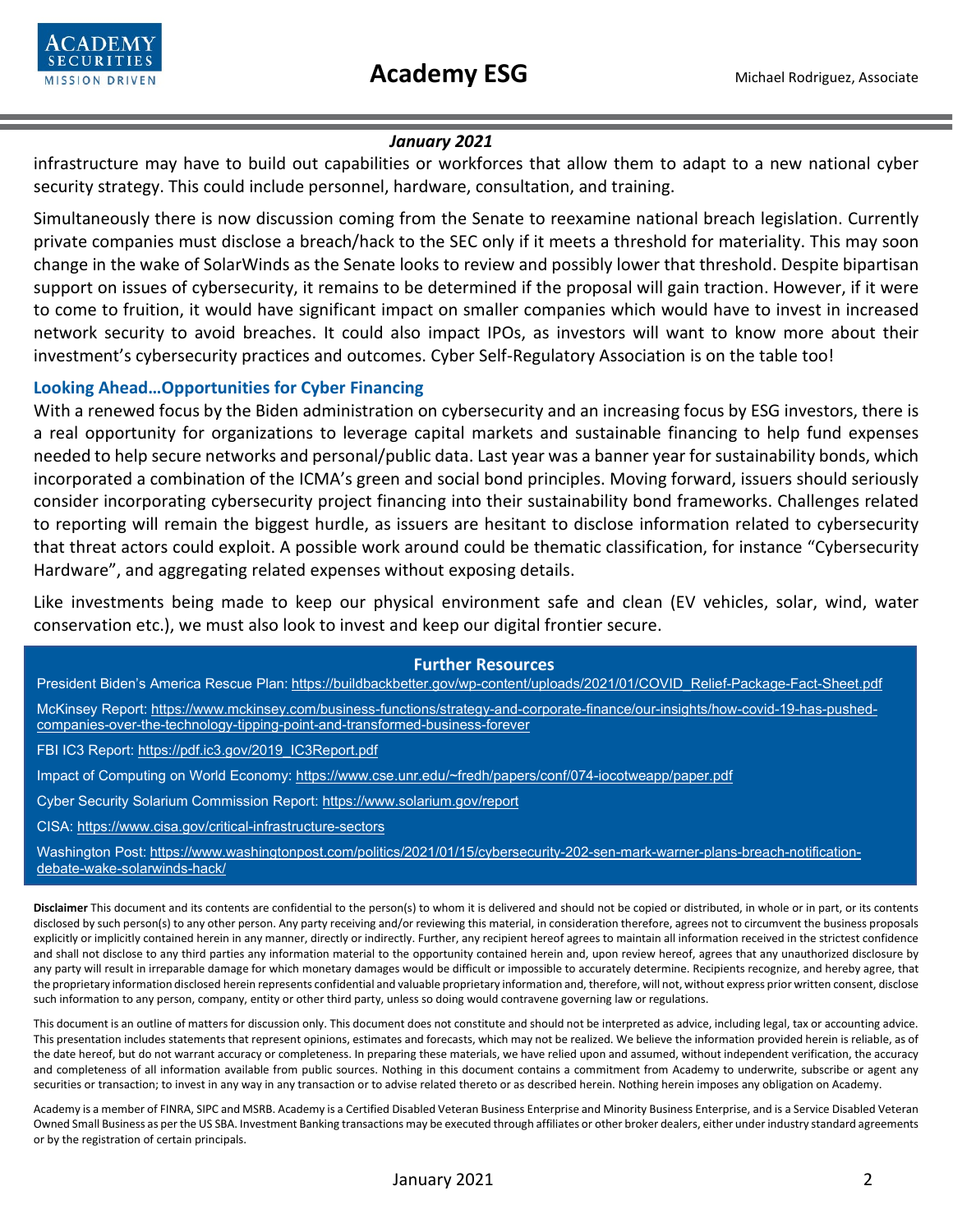infrastructure may have to build out capabilities or workforces that allow them to adapt to a new national cyber security strategy. This could include personnel, hardware, consultation, and training.

Simultaneously there is now discussion coming from the Senate to reexamine national breach legislation. Currently private companies must disclose a breach/hack to the SEC only if it meets a threshold for materiality. This may soon change in the wake of SolarWinds as the Senate looks to review and possibly lower that threshold. Despite bipartisan support on issues of cybersecurity, it remains to be determined if the proposal will gain traction. However, if it were to come to fruition, it would have significant impact on smaller companies which would have to invest in increased network security to avoid breaches. It could also impact IPOs, as investors will want to know more about their investment's cybersecurity practices and outcomes. Cyber Self-Regulatory Association is on the table too!

### Looking Ahead…Opportunities for Cyber Financing

With a renewed focus by the Biden administration on cybersecurity and an increasing focus by ESG investors, there is a real opportunity for organizations to leverage capital markets and sustainable financing to help fund expenses needed to help secure networks and personal/public data. Last year was a banner year for sustainability bonds, which incorporated a combination of the ICMA's green and social bond principles. Moving forward, issuers should seriously consider incorporating cybersecurity project financing into their sustainability bond frameworks. Challenges related to reporting will remain the biggest hurdle, as issuers are hesitant to disclose information related to cybersecurity that threat actors could exploit. A possible work around could be thematic classification, for instance "Cybersecurity Hardware", and aggregating related expenses without exposing details.

Like investments being made to keep our physical environment safe and clean (EV vehicles, solar, wind, water conservation etc.), we must also look to invest and keep our digital frontier secure.

### Further Resources

President Biden's America Rescue Plan: https://buildbackbetter.gov/wp-content/uploads/2021/01/COVID_Relief-Package-Fact-Sheet.pdf

McKinsey Report: https://www.mckinsey.com/business-functions/strategy-and-corporate-finance/our-insights/how-covid-19-has-pushed-companies-over-the-technology-tipping-point-and-transformed-business-forever

FBI IC3 Report: https://pdf.ic3.gov/2019_IC3Report.pdf

Impact of Computing on World Economy: https://www.cse.unr.edu/~fredh/papers/conf/074-iocotweapp/paper.pdf

Cyber Security Solarium Commission Report: https://www.solarium.gov/report

CISA: https://www.cisa.gov/critical-infrastructure-sectors

Washington Post: https://www.washingtonpost.com/politics/2021/01/15/cybersecurity-202-sen-mark-warner-plans-breach-notification-debate-wake-solarwinds-hack/

**Disclaimer** This document and its contents are confidential to the person(s) to whom it is delivered and should not be copied or distributed, in whole or in part, or its contents disclosed by such person(s) to any other person. Any party receiving and/or reviewing this material, in consideration therefore, agrees not to circumvent the business proposals explicitly or implicitly contained herein in any manner, directly or indirectly. Further, any recipient hereof agrees to maintain all information received in the strictest confidence and shall not disclose to any third parties any information material to the opportunity contained herein and, upon review hereof, agrees that any unauthorized disclosure by any party will result in irreparable damage for which monetary damages would be difficult or impossible to accurately determine. Recipients recognize, and hereby agree, that the proprietary information disclosed herein represents confidential and valuable proprietary information and, therefore, will not, without express prior written consent, disclose such information to any person, company, entity or other third party, unless so doing would contravene governing law or regulations.

This document is an outline of matters for discussion only. This document does not constitute and should not be interpreted as advice, including legal, tax or accounting advice. This presentation includes statements that represent opinions, estimates and forecasts, which may not be realized. We believe the information provided herein is reliable, as of the date hereof, but do not warrant accuracy or completeness. In preparing these materials, we have relied upon and assumed, without independent verification, the accuracy and completeness of all information available from public sources. Nothing in this document contains a commitment from Academy to underwrite, subscribe or agent any securities or transaction; to invest in any way in any transaction or to advise related thereto or as described herein. Nothing herein imposes any obligation on Academy.

Academy is a member of FINRA, SIPC and MSRB. Academy is a Certified Disabled Veteran Business Enterprise and Minority Business Enterprise, and is a Service Disabled Veteran Owned Small Business as per the US SBA. Investment Banking transactions may be executed through affiliates or other broker dealers, either under industry standard agreements or by the registration of certain principals.